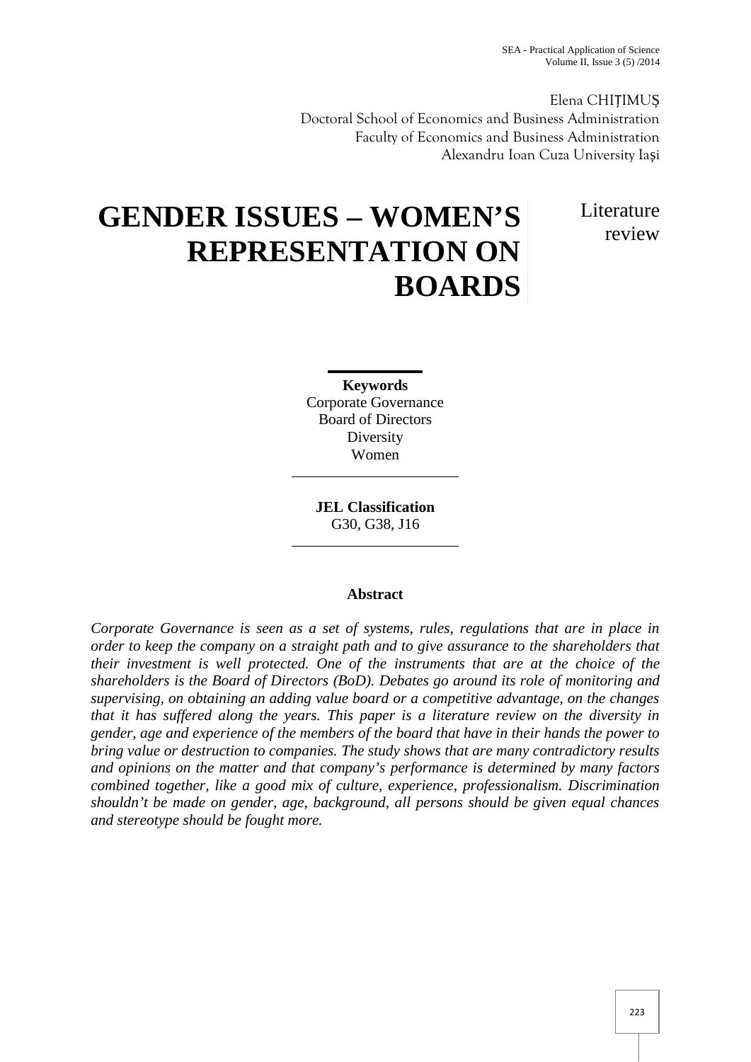Elena CHIȚIMUȘ
Doctoral School of Economics and Business Administration
Faculty of Economics and Business Administration
Alexandru Ioan Cuza University Iași

# GENDER ISSUES – WOMEN'S REPRESENTATION ON BOARDS

Literature review

**Keywords**
Corporate Governance
Board of Directors
Diversity
Women

**JEL Classification**
G30, G38, J16

## Abstract

*Corporate Governance is seen as a set of systems, rules, regulations that are in place in order to keep the company on a straight path and to give assurance to the shareholders that their investment is well protected. One of the instruments that are at the choice of the shareholders is the Board of Directors (BoD). Debates go around its role of monitoring and supervising, on obtaining an adding value board or a competitive advantage, on the changes that it has suffered along the years. This paper is a literature review on the diversity in gender, age and experience of the members of the board that have in their hands the power to bring value or destruction to companies. The study shows that are many contradictory results and opinions on the matter and that company's performance is determined by many factors combined together, like a good mix of culture, experience, professionalism. Discrimination shouldn't be made on gender, age, background, all persons should be given equal chances and stereotype should be fought more.*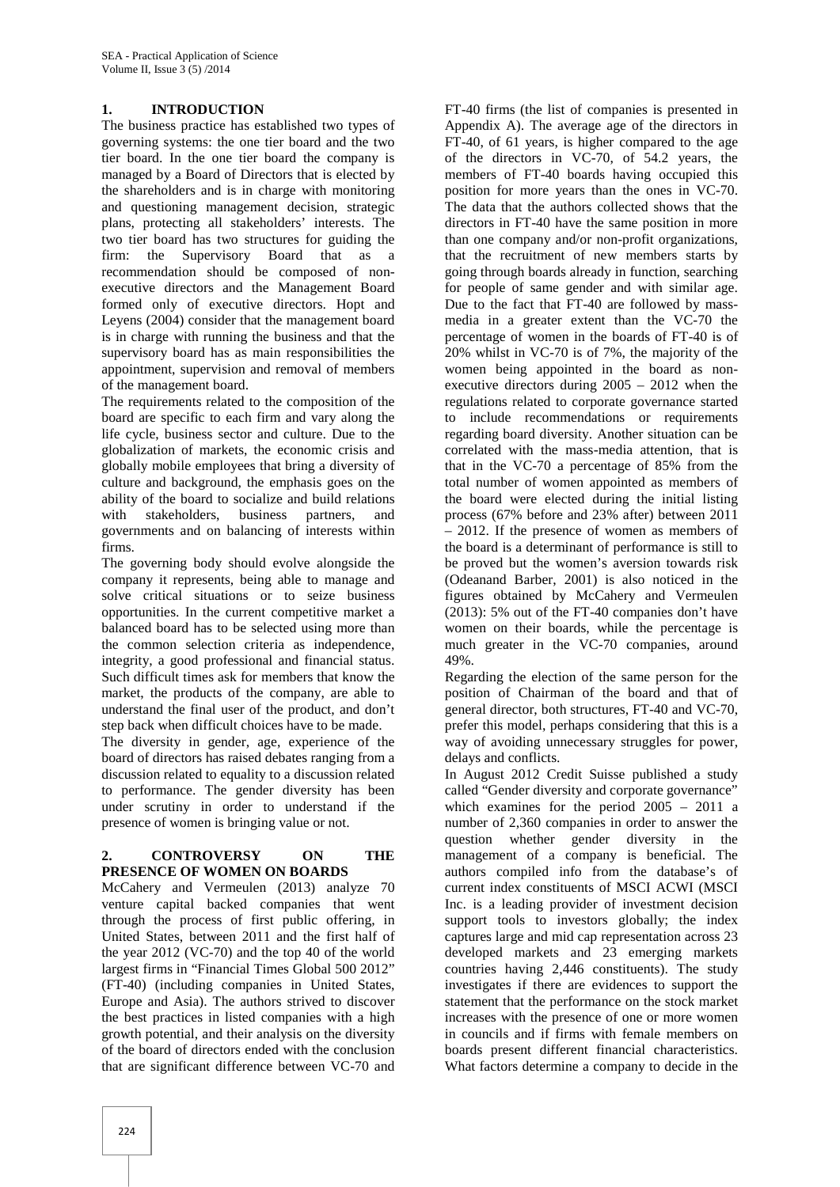## 1. INTRODUCTION

The business practice has established two types of governing systems: the one tier board and the two tier board. In the one tier board the company is managed by a Board of Directors that is elected by the shareholders and is in charge with monitoring and questioning management decision, strategic plans, protecting all stakeholders' interests. The two tier board has two structures for guiding the firm: the Supervisory Board that as a recommendation should be composed of non-executive directors and the Management Board formed only of executive directors. Hopt and Leyens (2004) consider that the management board is in charge with running the business and that the supervisory board has as main responsibilities the appointment, supervision and removal of members of the management board.

The requirements related to the composition of the board are specific to each firm and vary along the life cycle, business sector and culture. Due to the globalization of markets, the economic crisis and globally mobile employees that bring a diversity of culture and background, the emphasis goes on the ability of the board to socialize and build relations with stakeholders, business partners, and governments and on balancing of interests within firms.

The governing body should evolve alongside the company it represents, being able to manage and solve critical situations or to seize business opportunities. In the current competitive market a balanced board has to be selected using more than the common selection criteria as independence, integrity, a good professional and financial status. Such difficult times ask for members that know the market, the products of the company, are able to understand the final user of the product, and don't step back when difficult choices have to be made.

The diversity in gender, age, experience of the board of directors has raised debates ranging from a discussion related to equality to a discussion related to performance. The gender diversity has been under scrutiny in order to understand if the presence of women is bringing value or not.

## 2. CONTROVERSY ON THE PRESENCE OF WOMEN ON BOARDS

McCahery and Vermeulen (2013) analyze 70 venture capital backed companies that went through the process of first public offering, in United States, between 2011 and the first half of the year 2012 (VC-70) and the top 40 of the world largest firms in "Financial Times Global 500 2012" (FT-40) (including companies in United States, Europe and Asia). The authors strived to discover the best practices in listed companies with a high growth potential, and their analysis on the diversity of the board of directors ended with the conclusion that are significant difference between VC-70 and FT-40 firms (the list of companies is presented in Appendix A). The average age of the directors in FT-40, of 61 years, is higher compared to the age of the directors in VC-70, of 54.2 years, the members of FT-40 boards having occupied this position for more years than the ones in VC-70. The data that the authors collected shows that the directors in FT-40 have the same position in more than one company and/or non-profit organizations, that the recruitment of new members starts by going through boards already in function, searching for people of same gender and with similar age. Due to the fact that FT-40 are followed by mass-media in a greater extent than the VC-70 the percentage of women in the boards of FT-40 is of 20% whilst in VC-70 is of 7%, the majority of the women being appointed in the board as non-executive directors during 2005 – 2012 when the regulations related to corporate governance started to include recommendations or requirements regarding board diversity. Another situation can be correlated with the mass-media attention, that is that in the VC-70 a percentage of 85% from the total number of women appointed as members of the board were elected during the initial listing process (67% before and 23% after) between 2011 – 2012. If the presence of women as members of the board is a determinant of performance is still to be proved but the women's aversion towards risk (Odeanand Barber, 2001) is also noticed in the figures obtained by McCahery and Vermeulen (2013): 5% out of the FT-40 companies don't have women on their boards, while the percentage is much greater in the VC-70 companies, around 49%.

Regarding the election of the same person for the position of Chairman of the board and that of general director, both structures, FT-40 and VC-70, prefer this model, perhaps considering that this is a way of avoiding unnecessary struggles for power, delays and conflicts.

In August 2012 Credit Suisse published a study called "Gender diversity and corporate governance" which examines for the period 2005 – 2011 a number of 2,360 companies in order to answer the question whether gender diversity in the management of a company is beneficial. The authors compiled info from the database's of current index constituents of MSCI ACWI (MSCI Inc. is a leading provider of investment decision support tools to investors globally; the index captures large and mid cap representation across 23 developed markets and 23 emerging markets countries having 2,446 constituents). The study investigates if there are evidences to support the statement that the performance on the stock market increases with the presence of one or more women in councils and if firms with female members on boards present different financial characteristics. What factors determine a company to decide in the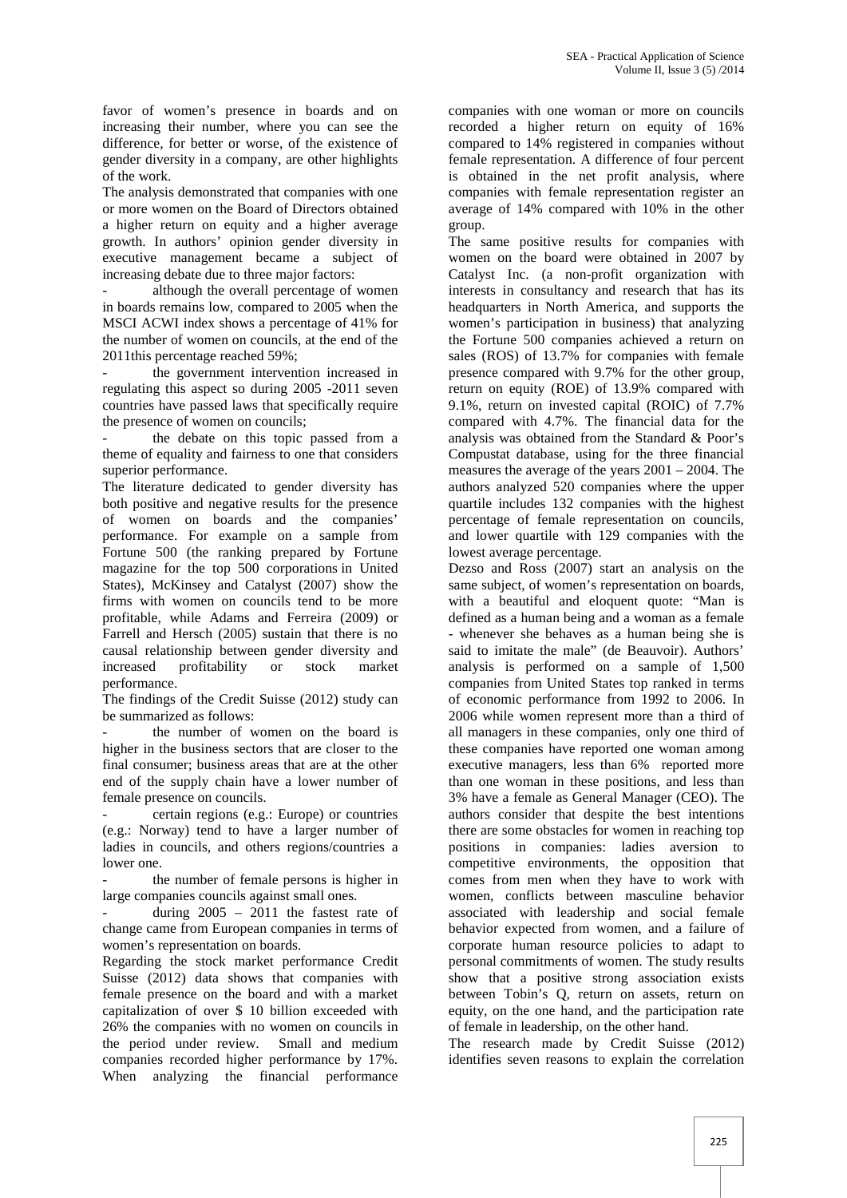favor of women's presence in boards and on increasing their number, where you can see the difference, for better or worse, of the existence of gender diversity in a company, are other highlights of the work.

The analysis demonstrated that companies with one or more women on the Board of Directors obtained a higher return on equity and a higher average growth. In authors' opinion gender diversity in executive management became a subject of increasing debate due to three major factors:

- although the overall percentage of women in boards remains low, compared to 2005 when the MSCI ACWI index shows a percentage of 41% for the number of women on councils, at the end of the 2011this percentage reached 59%;
- the government intervention increased in regulating this aspect so during 2005 -2011 seven countries have passed laws that specifically require the presence of women on councils;
- the debate on this topic passed from a theme of equality and fairness to one that considers superior performance.

The literature dedicated to gender diversity has both positive and negative results for the presence of women on boards and the companies' performance. For example on a sample from Fortune 500 (the ranking prepared by Fortune magazine for the top 500 corporations in United States), McKinsey and Catalyst (2007) show the firms with women on councils tend to be more profitable, while Adams and Ferreira (2009) or Farrell and Hersch (2005) sustain that there is no causal relationship between gender diversity and increased profitability or stock market performance.

The findings of the Credit Suisse (2012) study can be summarized as follows:

- the number of women on the board is higher in the business sectors that are closer to the final consumer; business areas that are at the other end of the supply chain have a lower number of female presence on councils.
- certain regions (e.g.: Europe) or countries (e.g.: Norway) tend to have a larger number of ladies in councils, and others regions/countries a lower one.
- the number of female persons is higher in large companies councils against small ones.
- during 2005 – 2011 the fastest rate of change came from European companies in terms of women's representation on boards.

Regarding the stock market performance Credit Suisse (2012) data shows that companies with female presence on the board and with a market capitalization of over $ 10 billion exceeded with 26% the companies with no women on councils in the period under review. Small and medium companies recorded higher performance by 17%. When analyzing the financial performance companies with one woman or more on councils recorded a higher return on equity of 16% compared to 14% registered in companies without female representation. A difference of four percent is obtained in the net profit analysis, where companies with female representation register an average of 14% compared with 10% in the other group.

The same positive results for companies with women on the board were obtained in 2007 by Catalyst Inc. (a non-profit organization with interests in consultancy and research that has its headquarters in North America, and supports the women's participation in business) that analyzing the Fortune 500 companies achieved a return on sales (ROS) of 13.7% for companies with female presence compared with 9.7% for the other group, return on equity (ROE) of 13.9% compared with 9.1%, return on invested capital (ROIC) of 7.7% compared with 4.7%. The financial data for the analysis was obtained from the Standard & Poor's Compustat database, using for the three financial measures the average of the years 2001 – 2004. The authors analyzed 520 companies where the upper quartile includes 132 companies with the highest percentage of female representation on councils, and lower quartile with 129 companies with the lowest average percentage.

Dezso and Ross (2007) start an analysis on the same subject, of women's representation on boards, with a beautiful and eloquent quote: "Man is defined as a human being and a woman as a female - whenever she behaves as a human being she is said to imitate the male" (de Beauvoir). Authors' analysis is performed on a sample of 1,500 companies from United States top ranked in terms of economic performance from 1992 to 2006. In 2006 while women represent more than a third of all managers in these companies, only one third of these companies have reported one woman among executive managers, less than 6% reported more than one woman in these positions, and less than 3% have a female as General Manager (CEO). The authors consider that despite the best intentions there are some obstacles for women in reaching top positions in companies: ladies aversion to competitive environments, the opposition that comes from men when they have to work with women, conflicts between masculine behavior associated with leadership and social female behavior expected from women, and a failure of corporate human resource policies to adapt to personal commitments of women. The study results show that a positive strong association exists between Tobin's Q, return on assets, return on equity, on the one hand, and the participation rate of female in leadership, on the other hand.

The research made by Credit Suisse (2012) identifies seven reasons to explain the correlation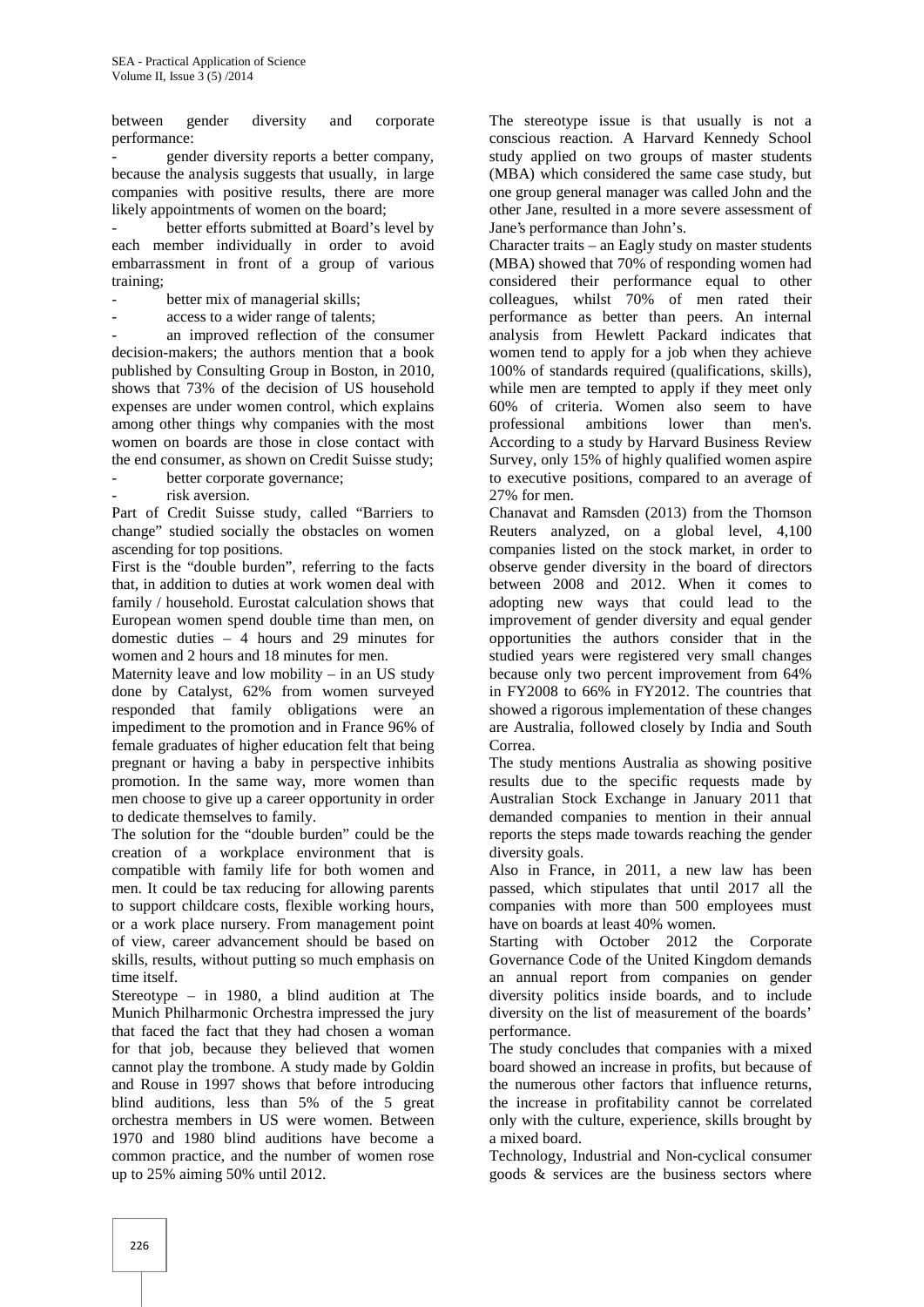between gender diversity and corporate performance:

- gender diversity reports a better company, because the analysis suggests that usually, in large companies with positive results, there are more likely appointments of women on the board;
- better efforts submitted at Board's level by each member individually in order to avoid embarrassment in front of a group of various training;
- better mix of managerial skills;
- access to a wider range of talents;
- an improved reflection of the consumer decision-makers; the authors mention that a book published by Consulting Group in Boston, in 2010, shows that 73% of the decision of US household expenses are under women control, which explains among other things why companies with the most women on boards are those in close contact with the end consumer, as shown on Credit Suisse study;
- better corporate governance;
- risk aversion.

Part of Credit Suisse study, called "Barriers to change" studied socially the obstacles on women ascending for top positions.

First is the "double burden", referring to the facts that, in addition to duties at work women deal with family / household. Eurostat calculation shows that European women spend double time than men, on domestic duties – 4 hours and 29 minutes for women and 2 hours and 18 minutes for men.

Maternity leave and low mobility – in an US study done by Catalyst, 62% from women surveyed responded that family obligations were an impediment to the promotion and in France 96% of female graduates of higher education felt that being pregnant or having a baby in perspective inhibits promotion. In the same way, more women than men choose to give up a career opportunity in order to dedicate themselves to family.

The solution for the "double burden" could be the creation of a workplace environment that is compatible with family life for both women and men. It could be tax reducing for allowing parents to support childcare costs, flexible working hours, or a work place nursery. From management point of view, career advancement should be based on skills, results, without putting so much emphasis on time itself.

Stereotype – in 1980, a blind audition at The Munich Philharmonic Orchestra impressed the jury that faced the fact that they had chosen a woman for that job, because they believed that women cannot play the trombone. A study made by Goldin and Rouse in 1997 shows that before introducing blind auditions, less than 5% of the 5 great orchestra members in US were women. Between 1970 and 1980 blind auditions have become a common practice, and the number of women rose up to 25% aiming 50% until 2012.

The stereotype issue is that usually is not a conscious reaction. A Harvard Kennedy School study applied on two groups of master students (MBA) which considered the same case study, but one group general manager was called John and the other Jane, resulted in a more severe assessment of Jane's performance than John's.

Character traits – an Eagly study on master students (MBA) showed that 70% of responding women had considered their performance equal to other colleagues, whilst 70% of men rated their performance as better than peers. An internal analysis from Hewlett Packard indicates that women tend to apply for a job when they achieve 100% of standards required (qualifications, skills), while men are tempted to apply if they meet only 60% of criteria. Women also seem to have professional ambitions lower than men's. According to a study by Harvard Business Review Survey, only 15% of highly qualified women aspire to executive positions, compared to an average of 27% for men.

Chanavat and Ramsden (2013) from the Thomson Reuters analyzed, on a global level, 4,100 companies listed on the stock market, in order to observe gender diversity in the board of directors between 2008 and 2012. When it comes to adopting new ways that could lead to the improvement of gender diversity and equal gender opportunities the authors consider that in the studied years were registered very small changes because only two percent improvement from 64% in FY2008 to 66% in FY2012. The countries that showed a rigorous implementation of these changes are Australia, followed closely by India and South Correa.

The study mentions Australia as showing positive results due to the specific requests made by Australian Stock Exchange in January 2011 that demanded companies to mention in their annual reports the steps made towards reaching the gender diversity goals.

Also in France, in 2011, a new law has been passed, which stipulates that until 2017 all the companies with more than 500 employees must have on boards at least 40% women.

Starting with October 2012 the Corporate Governance Code of the United Kingdom demands an annual report from companies on gender diversity politics inside boards, and to include diversity on the list of measurement of the boards' performance.

The study concludes that companies with a mixed board showed an increase in profits, but because of the numerous other factors that influence returns, the increase in profitability cannot be correlated only with the culture, experience, skills brought by a mixed board.

Technology, Industrial and Non-cyclical consumer goods & services are the business sectors where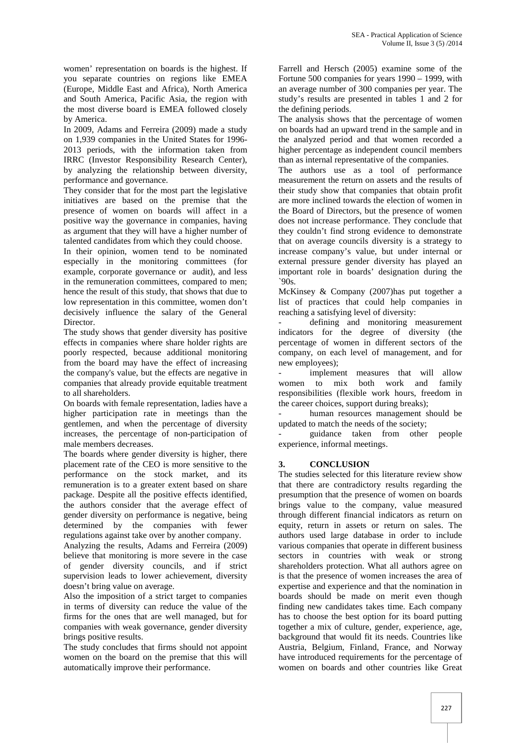women' representation on boards is the highest. If you separate countries on regions like EMEA (Europe, Middle East and Africa), North America and South America, Pacific Asia, the region with the most diverse board is EMEA followed closely by America.

In 2009, Adams and Ferreira (2009) made a study on 1,939 companies in the United States for 1996-2013 periods, with the information taken from IRRC (Investor Responsibility Research Center), by analyzing the relationship between diversity, performance and governance.

They consider that for the most part the legislative initiatives are based on the premise that the presence of women on boards will affect in a positive way the governance in companies, having as argument that they will have a higher number of talented candidates from which they could choose.

In their opinion, women tend to be nominated especially in the monitoring committees (for example, corporate governance or audit), and less in the remuneration committees, compared to men; hence the result of this study, that shows that due to low representation in this committee, women don't decisively influence the salary of the General Director.

The study shows that gender diversity has positive effects in companies where share holder rights are poorly respected, because additional monitoring from the board may have the effect of increasing the company's value, but the effects are negative in companies that already provide equitable treatment to all shareholders.

On boards with female representation, ladies have a higher participation rate in meetings than the gentlemen, and when the percentage of diversity increases, the percentage of non-participation of male members decreases.

The boards where gender diversity is higher, there placement rate of the CEO is more sensitive to the performance on the stock market, and its remuneration is to a greater extent based on share package. Despite all the positive effects identified, the authors consider that the average effect of gender diversity on performance is negative, being determined by the companies with fewer regulations against take over by another company.

Analyzing the results, Adams and Ferreira (2009) believe that monitoring is more severe in the case of gender diversity councils, and if strict supervision leads to lower achievement, diversity doesn't bring value on average.

Also the imposition of a strict target to companies in terms of diversity can reduce the value of the firms for the ones that are well managed, but for companies with weak governance, gender diversity brings positive results.

The study concludes that firms should not appoint women on the board on the premise that this will automatically improve their performance.

Farrell and Hersch (2005) examine some of the Fortune 500 companies for years 1990 – 1999, with an average number of 300 companies per year. The study's results are presented in tables 1 and 2 for the defining periods.

The analysis shows that the percentage of women on boards had an upward trend in the sample and in the analyzed period and that women recorded a higher percentage as independent council members than as internal representative of the companies.

The authors use as a tool of performance measurement the return on assets and the results of their study show that companies that obtain profit are more inclined towards the election of women in the Board of Directors, but the presence of women does not increase performance. They conclude that they couldn't find strong evidence to demonstrate that on average councils diversity is a strategy to increase company's value, but under internal or external pressure gender diversity has played an important role in boards' designation during the `90s.

McKinsey & Company (2007)has put together a list of practices that could help companies in reaching a satisfying level of diversity:

- defining and monitoring measurement indicators for the degree of diversity (the percentage of women in different sectors of the company, on each level of management, and for new employees);
- implement measures that will allow women to mix both work and family responsibilities (flexible work hours, freedom in the career choices, support during breaks);
- human resources management should be updated to match the needs of the society;
- guidance taken from other people experience, informal meetings.

## 3. CONCLUSION

The studies selected for this literature review show that there are contradictory results regarding the presumption that the presence of women on boards brings value to the company, value measured through different financial indicators as return on equity, return in assets or return on sales. The authors used large database in order to include various companies that operate in different business sectors in countries with weak or strong shareholders protection. What all authors agree on is that the presence of women increases the area of expertise and experience and that the nomination in boards should be made on merit even though finding new candidates takes time. Each company has to choose the best option for its board putting together a mix of culture, gender, experience, age, background that would fit its needs. Countries like Austria, Belgium, Finland, France, and Norway have introduced requirements for the percentage of women on boards and other countries like Great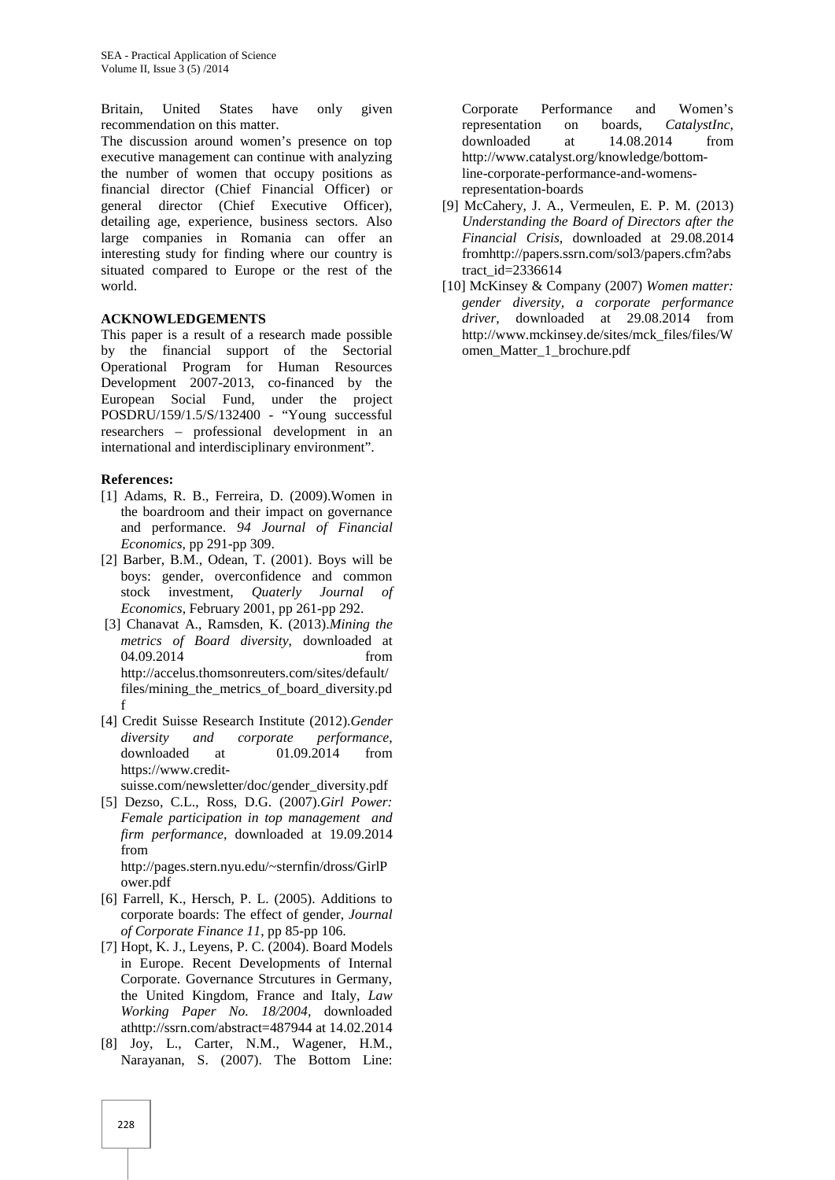Britain, United States have only given recommendation on this matter.

The discussion around women's presence on top executive management can continue with analyzing the number of women that occupy positions as financial director (Chief Financial Officer) or general director (Chief Executive Officer), detailing age, experience, business sectors. Also large companies in Romania can offer an interesting study for finding where our country is situated compared to Europe or the rest of the world.

**ACKNOWLEDGEMENTS**

This paper is a result of a research made possible by the financial support of the Sectorial Operational Program for Human Resources Development 2007-2013, co-financed by the European Social Fund, under the project POSDRU/159/1.5/S/132400 - "Young successful researchers – professional development in an international and interdisciplinary environment".

**References:**

[1] Adams, R. B., Ferreira, D. (2009).Women in the boardroom and their impact on governance and performance. *94 Journal of Financial Economics*, pp 291-pp 309.

[2] Barber, B.M., Odean, T. (2001). Boys will be boys: gender, overconfidence and common stock investment, *Quaterly Journal of Economics*, February 2001, pp 261-pp 292.

[3] Chanavat A., Ramsden, K. (2013).*Mining the metrics of Board diversity*, downloaded at 04.09.2014 from http://accelus.thomsonreuters.com/sites/default/files/mining_the_metrics_of_board_diversity.pdf

[4] Credit Suisse Research Institute (2012).*Gender diversity and corporate performance*, downloaded at 01.09.2014 from https://www.credit-suisse.com/newsletter/doc/gender_diversity.pdf

[5] Dezso, C.L., Ross, D.G. (2007).*Girl Power: Female participation in top management and firm performance*, downloaded at 19.09.2014 from http://pages.stern.nyu.edu/~sternfin/dross/GirlPower.pdf

[6] Farrell, K., Hersch, P. L. (2005). Additions to corporate boards: The effect of gender, *Journal of Corporate Finance 11*, pp 85-pp 106.

[7] Hopt, K. J., Leyens, P. C. (2004). Board Models in Europe. Recent Developments of Internal Corporate. Governance Strcutures in Germany, the United Kingdom, France and Italy, *Law Working Paper No. 18/2004*, downloaded athttp://ssrn.com/abstract=487944 at 14.02.2014

[8] Joy, L., Carter, N.M., Wagener, H.M., Narayanan, S. (2007). The Bottom Line: Corporate Performance and Women's representation on boards, *CatalystInc*, downloaded at 14.08.2014 from http://www.catalyst.org/knowledge/bottom-line-corporate-performance-and-womens-representation-boards

[9] McCahery, J. A., Vermeulen, E. P. M. (2013) *Understanding the Board of Directors after the Financial Crisis*, downloaded at 29.08.2014 fromhttp://papers.ssrn.com/sol3/papers.cfm?abstract_id=2336614

[10] McKinsey & Company (2007) *Women matter: gender diversity, a corporate performance driver*, downloaded at 29.08.2014 from http://www.mckinsey.de/sites/mck_files/files/Women_Matter_1_brochure.pdf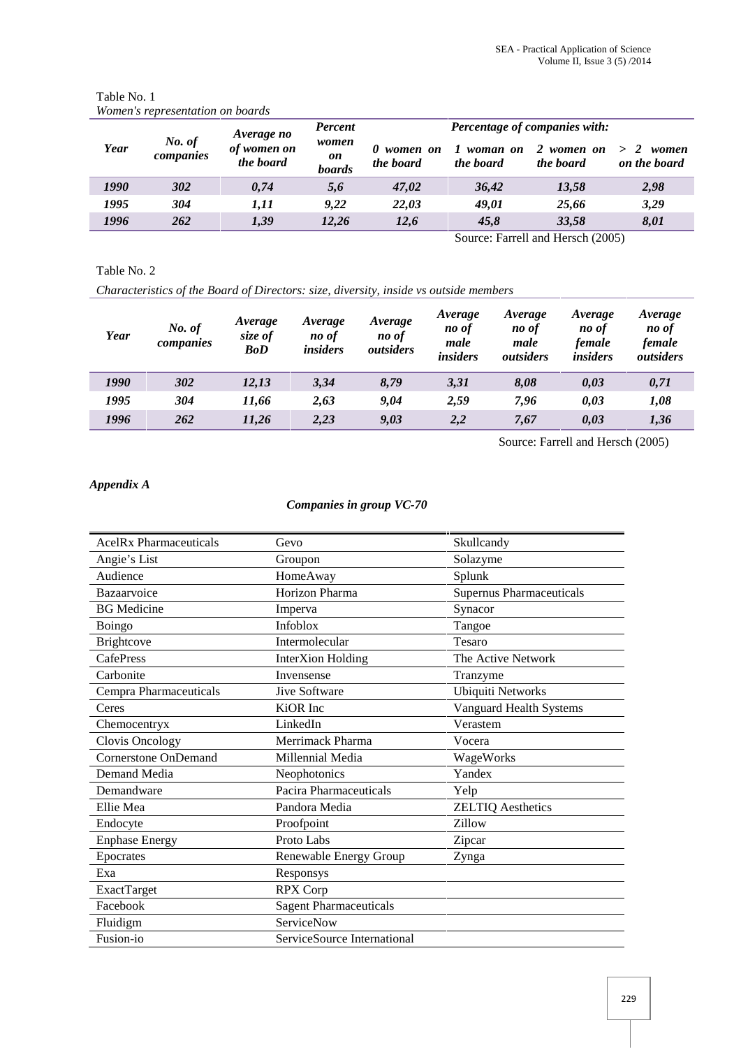Table No. 1

*Women's representation on boards*

| Year | No. of companies | Average no of women on the board | Percent women on boards | Percentage of companies with: | | | |
|---|---|---|---|---|---|---|---|
| | | | | 0 women on the board | 1 woman on the board | 2 women on the board | > 2 women on the board |
| 1990 | 302 | 0,74 | 5,6 | 47,02 | 36,42 | 13,58 | 2,98 |
| 1995 | 304 | 1,11 | 9,22 | 22,03 | 49,01 | 25,66 | 3,29 |
| 1996 | 262 | 1,39 | 12,26 | 12,6 | 45,8 | 33,58 | 8,01 |

Source: Farrell and Hersch (2005)

Table No. 2

*Characteristics of the Board of Directors: size, diversity, inside vs outside members*

| Year | No. of companies | Average size of BoD | Average no of insiders | Average no of outsiders | Average no of male insiders | Average no of male outsiders | Average no of female insiders | Average no of female outsiders |
|---|---|---|---|---|---|---|---|---|
| 1990 | 302 | 12,13 | 3,34 | 8,79 | 3,31 | 8,08 | 0,03 | 0,71 |
| 1995 | 304 | 11,66 | 2,63 | 9,04 | 2,59 | 7,96 | 0,03 | 1,08 |
| 1996 | 262 | 11,26 | 2,23 | 9,03 | 2,2 | 7,67 | 0,03 | 1,36 |

Source: Farrell and Hersch (2005)

## *Appendix A*

### *Companies in group VC-70*

| | | |
|---|---|---|
| AcelRx Pharmaceuticals | Gevo | Skullcandy |
| Angie's List | Groupon | Solazyme |
| Audience | HomeAway | Splunk |
| Bazaarvoice | Horizon Pharma | Supernus Pharmaceuticals |
| BG Medicine | Imperva | Synacor |
| Boingo | Infoblox | Tangoe |
| Brightcove | Intermolecular | Tesaro |
| CafePress | InterXion Holding | The Active Network |
| Carbonite | Invensense | Tranzyme |
| Cempra Pharmaceuticals | Jive Software | Ubiquiti Networks |
| Ceres | KiOR Inc | Vanguard Health Systems |
| Chemocentryx | LinkedIn | Verastem |
| Clovis Oncology | Merrimack Pharma | Vocera |
| Cornerstone OnDemand | Millennial Media | WageWorks |
| Demand Media | Neophotonics | Yandex |
| Demandware | Pacira Pharmaceuticals | Yelp |
| Ellie Mea | Pandora Media | ZELTIQ Aesthetics |
| Endocyte | Proofpoint | Zillow |
| Enphase Energy | Proto Labs | Zipcar |
| Epocrates | Renewable Energy Group | Zynga |
| Exa | Responsys | |
| ExactTarget | RPX Corp | |
| Facebook | Sagent Pharmaceuticals | |
| Fluidigm | ServiceNow | |
| Fusion-io | ServiceSource International | |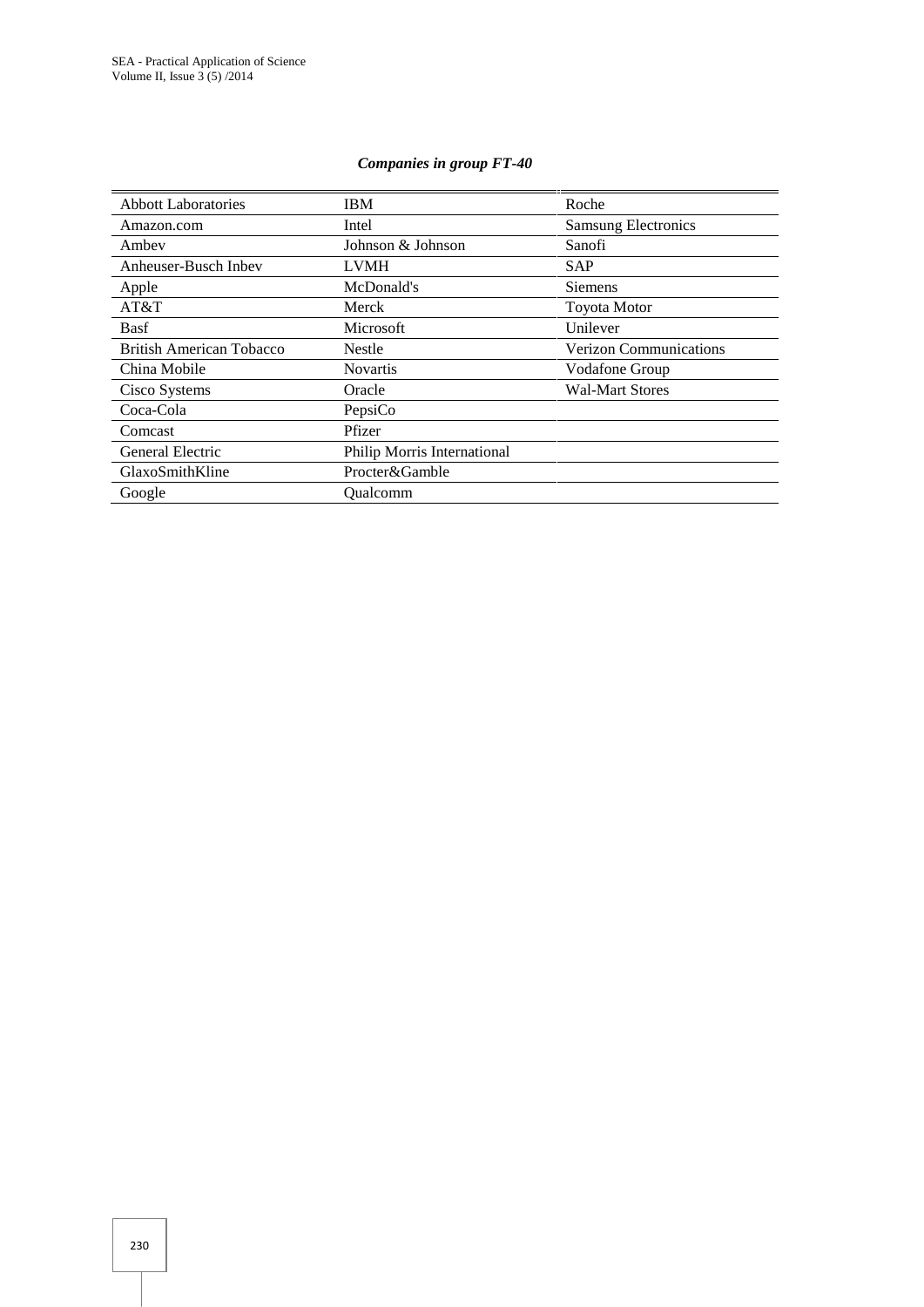***Companies in group FT-40***

| | | |
|---|---|---|
| Abbott Laboratories | IBM | Roche |
| Amazon.com | Intel | Samsung Electronics |
| Ambev | Johnson & Johnson | Sanofi |
| Anheuser-Busch Inbev | LVMH | SAP |
| Apple | McDonald's | Siemens |
| AT&T | Merck | Toyota Motor |
| Basf | Microsoft | Unilever |
| British American Tobacco | Nestle | Verizon Communications |
| China Mobile | Novartis | Vodafone Group |
| Cisco Systems | Oracle | Wal-Mart Stores |
| Coca-Cola | PepsiCo | |
| Comcast | Pfizer | |
| General Electric | Philip Morris International | |
| GlaxoSmithKline | Procter&Gamble | |
| Google | Qualcomm | |